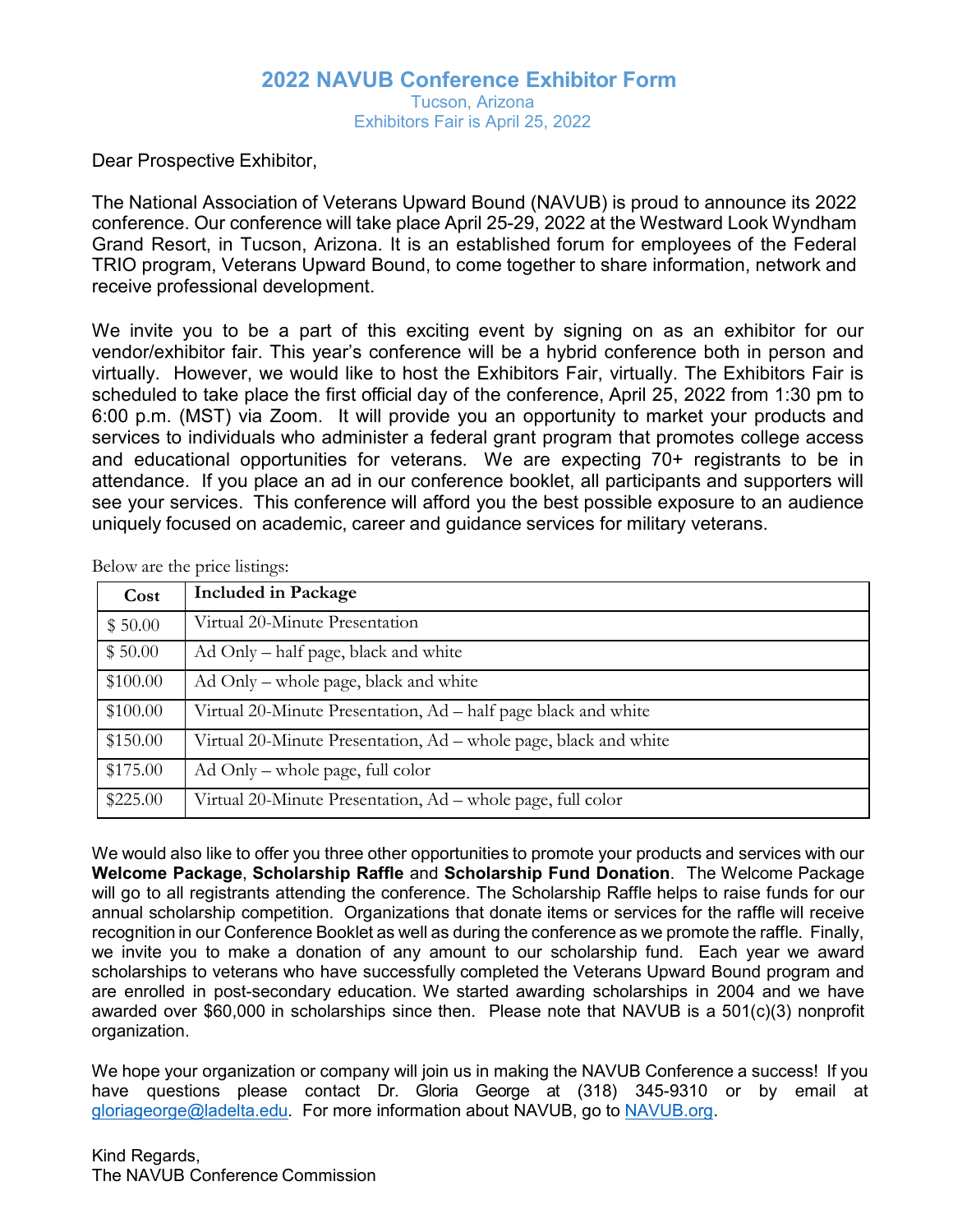# 2022 NAVUB Conference Exhibitor Form

Tucson, Arizona
Exhibitors Fair is April 25, 2022

Dear Prospective Exhibitor,

The National Association of Veterans Upward Bound (NAVUB) is proud to announce its 2022 conference. Our conference will take place April 25-29, 2022 at the Westward Look Wyndham Grand Resort, in Tucson, Arizona. It is an established forum for employees of the Federal TRIO program, Veterans Upward Bound, to come together to share information, network and receive professional development.

We invite you to be a part of this exciting event by signing on as an exhibitor for our vendor/exhibitor fair. This year's conference will be a hybrid conference both in person and virtually. However, we would like to host the Exhibitors Fair, virtually. The Exhibitors Fair is scheduled to take place the first official day of the conference, April 25, 2022 from 1:30 pm to 6:00 p.m. (MST) via Zoom. It will provide you an opportunity to market your products and services to individuals who administer a federal grant program that promotes college access and educational opportunities for veterans. We are expecting 70+ registrants to be in attendance. If you place an ad in our conference booklet, all participants and supporters will see your services. This conference will afford you the best possible exposure to an audience uniquely focused on academic, career and guidance services for military veterans.

Below are the price listings:

| Cost | Included in Package |
| --- | --- |
| $ 50.00 | Virtual 20-Minute Presentation |
| $ 50.00 | Ad Only – half page, black and white |
| $100.00 | Ad Only – whole page, black and white |
| $100.00 | Virtual 20-Minute Presentation, Ad – half page black and white |
| $150.00 | Virtual 20-Minute Presentation, Ad – whole page, black and white |
| $175.00 | Ad Only – whole page, full color |
| $225.00 | Virtual 20-Minute Presentation, Ad – whole page, full color |

We would also like to offer you three other opportunities to promote your products and services with our **Welcome Package**, **Scholarship Raffle** and **Scholarship Fund Donation**. The Welcome Package will go to all registrants attending the conference. The Scholarship Raffle helps to raise funds for our annual scholarship competition. Organizations that donate items or services for the raffle will receive recognition in our Conference Booklet as well as during the conference as we promote the raffle. Finally, we invite you to make a donation of any amount to our scholarship fund. Each year we award scholarships to veterans who have successfully completed the Veterans Upward Bound program and are enrolled in post-secondary education. We started awarding scholarships in 2004 and we have awarded over $60,000 in scholarships since then. Please note that NAVUB is a 501(c)(3) nonprofit organization.

We hope your organization or company will join us in making the NAVUB Conference a success! If you have questions please contact Dr. Gloria George at (318) 345-9310 or by email at gloriageorge@ladelta.edu. For more information about NAVUB, go to NAVUB.org.

Kind Regards,
The NAVUB Conference Commission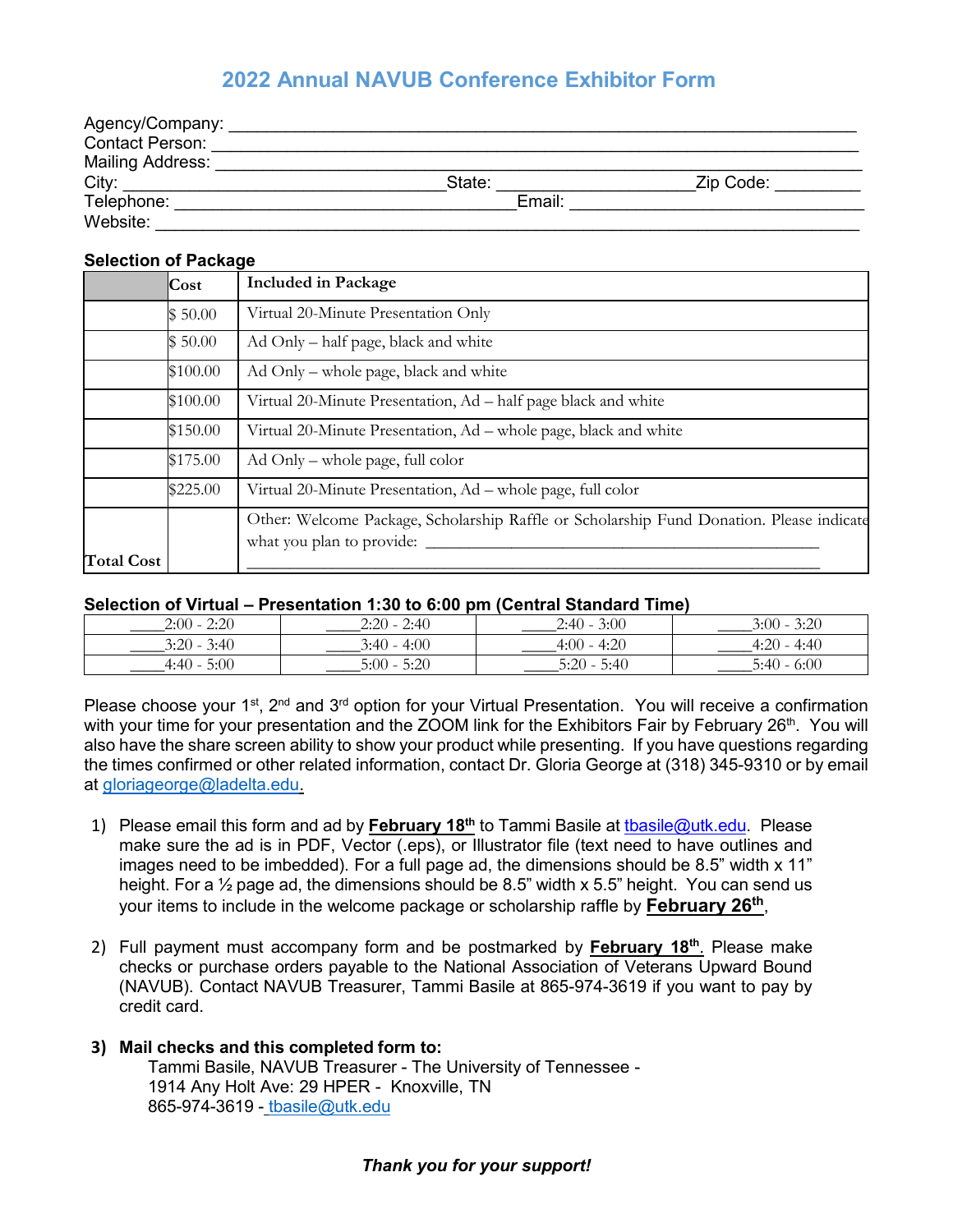# 2022 Annual NAVUB Conference Exhibitor Form

Agency/Company: ______________________________________________________________

Contact Person: ______________________________________________________________

Mailing Address: ______________________________________________________________

City: ______________________________ State: ____________________ Zip Code: _________

Telephone: ________________________________ Email: ______________________________

Website: ____________________________________________________________________

**Selection of Package**

| | Cost | Included in Package |
|---|---|---|
| | $ 50.00 | Virtual 20-Minute Presentation Only |
| | $ 50.00 | Ad Only – half page, black and white |
| | $100.00 | Ad Only – whole page, black and white |
| | $100.00 | Virtual 20-Minute Presentation, Ad – half page black and white |
| | $150.00 | Virtual 20-Minute Presentation, Ad – whole page, black and white |
| | $175.00 | Ad Only – whole page, full color |
| | $225.00 | Virtual 20-Minute Presentation, Ad – whole page, full color |
| Total Cost | | Other: Welcome Package, Scholarship Raffle or Scholarship Fund Donation. Please indicate what you plan to provide: ______________________________________________ ______________________________________________________________ |

**Selection of Virtual – Presentation 1:30 to 6:00 pm (Central Standard Time)**

| | | | |
|---|---|---|---|
| ____2:00 - 2:20 | ____2:20 - 2:40 | ____2:40 - 3:00 | ____3:00 - 3:20 |
| ____3:20 - 3:40 | ____3:40 - 4:00 | ____4:00 - 4:20 | ____4:20 - 4:40 |
| ____4:40 - 5:00 | ____5:00 - 5:20 | ____5:20 - 5:40 | ____5:40 - 6:00 |

Please choose your 1st, 2nd and 3rd option for your Virtual Presentation. You will receive a confirmation with your time for your presentation and the ZOOM link for the Exhibitors Fair by February 26th. You will also have the share screen ability to show your product while presenting. If you have questions regarding the times confirmed or other related information, contact Dr. Gloria George at (318) 345-9310 or by email at gloriageorge@ladelta.edu.

1) Please email this form and ad by **February 18th** to Tammi Basile at tbasile@utk.edu. Please make sure the ad is in PDF, Vector (.eps), or Illustrator file (text need to have outlines and images need to be imbedded). For a full page ad, the dimensions should be 8.5" width x 11" height. For a ½ page ad, the dimensions should be 8.5" width x 5.5" height. You can send us your items to include in the welcome package or scholarship raffle by **February 26th**,

2) Full payment must accompany form and be postmarked by **February 18th**. Please make checks or purchase orders payable to the National Association of Veterans Upward Bound (NAVUB). Contact NAVUB Treasurer, Tammi Basile at 865-974-3619 if you want to pay by credit card.

3) **Mail checks and this completed form to:**

   Tammi Basile, NAVUB Treasurer - The University of Tennessee -
   1914 Any Holt Ave: 29 HPER - Knoxville, TN
   865-974-3619 - tbasile@utk.edu

***Thank you for your support!***